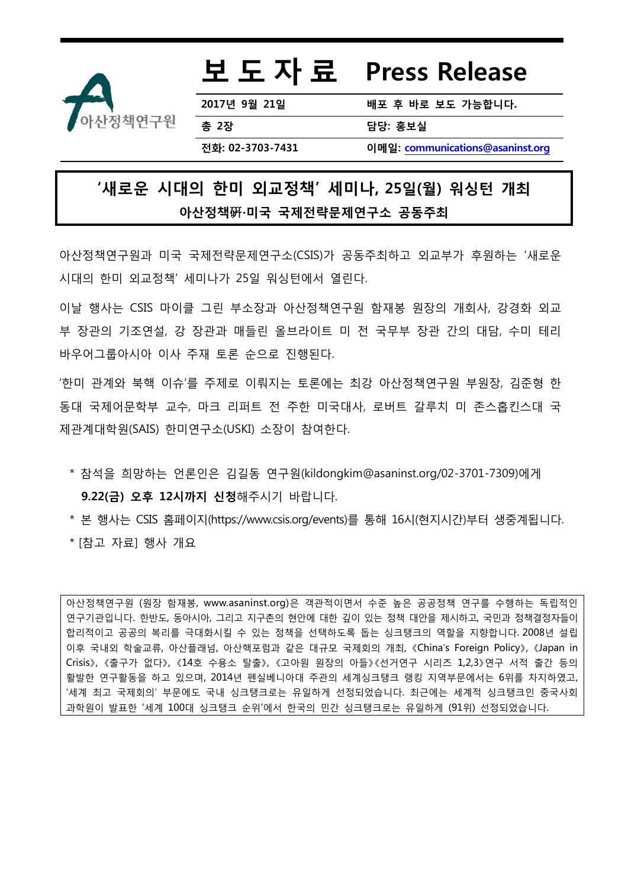아산정책연구원

# 보 도 자 료 Press Release

| 2017년 9월 21일 | 배포 후 바로 보도 가능합니다. |
|---|---|
| 총 2장 | 담당: 홍보실 |
| 전화: 02-3703-7431 | 이메일: communications@asaninst.org |

## '새로운 시대의 한미 외교정책' 세미나, 25일(월) 워싱턴 개최

### 아산정책硏·미국 국제전략문제연구소 공동주최

아산정책연구원과 미국 국제전략문제연구소(CSIS)가 공동주최하고 외교부가 후원하는 '새로운 시대의 한미 외교정책' 세미나가 25일 워싱턴에서 열린다.

이날 행사는 CSIS 마이클 그린 부소장과 아산정책연구원 함재봉 원장의 개회사, 강경화 외교부 장관의 기조연설, 강 장관과 매들린 올브라이트 미 전 국무부 장관 간의 대담, 수미 테리 바우어그룹아시아 이사 주재 토론 순으로 진행된다.

'한미 관계와 북핵 이슈'를 주제로 이뤄지는 토론에는 최강 아산정책연구원 부원장, 김준형 한동대 국제어문학부 교수, 마크 리퍼트 전 주한 미국대사, 로버트 갈루치 미 존스홉킨스대 국제관계대학원(SAIS) 한미연구소(USKI) 소장이 참여한다.

* 참석을 희망하는 언론인은 김길동 연구원(kildongkim@asaninst.org/02-3701-7309)에게 **9.22(금) 오후 12시까지 신청**해주시기 바랍니다.
* 본 행사는 CSIS 홈페이지(https://www.csis.org/events)를 통해 16시(현지시간)부터 생중계됩니다.
* [참고 자료] 행사 개요

아산정책연구원 (원장 함재봉, www.asaninst.org)은 객관적이면서 수준 높은 공공정책 연구를 수행하는 독립적인 연구기관입니다. 한반도, 동아시아, 그리고 지구촌의 현안에 대한 깊이 있는 정책 대안을 제시하고, 국민과 정책결정자들이 합리적이고 공공의 복리를 극대화시킬 수 있는 정책을 선택하도록 돕는 싱크탱크의 역할을 지향합니다. 2008년 설립 이후 국내외 학술교류, 아산플래넘, 아산핵포럼과 같은 대규모 국제회의 개최, 《China's Foreign Policy》, 《Japan in Crisis》, 《출구가 없다》, 《14호 수용소 탈출》, 《고아원 원장의 아들》《선거연구 시리즈 1,2,3》연구 서적 출간 등의 활발한 연구활동을 하고 있으며, 2014년 펜실베니아대 주관의 세계싱크탱크 랭킹 지역부문에서는 6위를 차지하였고, '세계 최고 국제회의' 부문에도 국내 싱크탱크로는 유일하게 선정되었습니다. 최근에는 세계적 싱크탱크인 중국사회과학원이 발표한 '세계 100대 싱크탱크 순위'에서 한국의 민간 싱크탱크로는 유일하게 (91위) 선정되었습니다.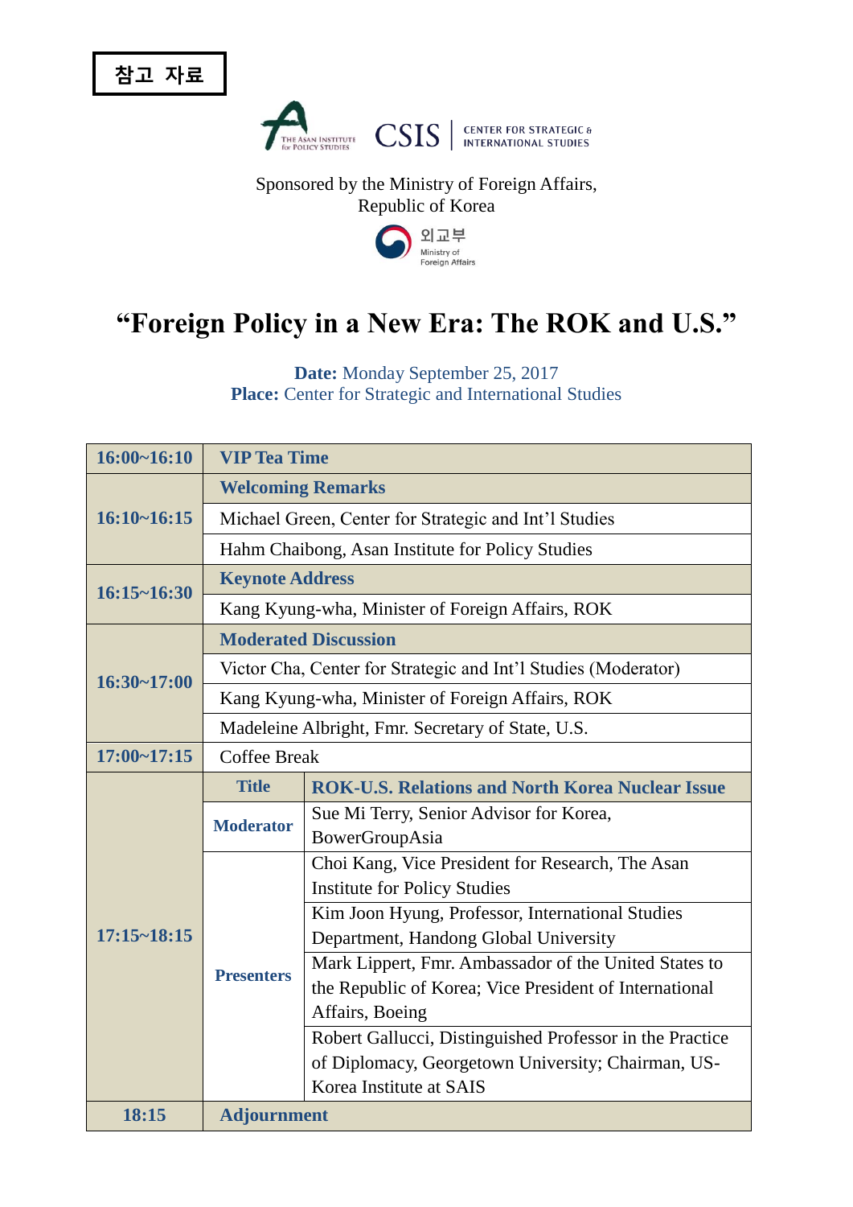참고 자료

THE ASAN INSTITUTE for POLICY STUDIES CSIS | CENTER FOR STRATEGIC & INTERNATIONAL STUDIES

Sponsored by the Ministry of Foreign Affairs,
Republic of Korea

외교부
Ministry of Foreign Affairs

# "Foreign Policy in a New Era: The ROK and U.S."

**Date:** Monday September 25, 2017
**Place:** Center for Strategic and International Studies

| | | |
|---|---|---|
| **16:00~16:10** | **VIP Tea Time** | |
| **16:10~16:15** | **Welcoming Remarks** | |
| | Michael Green, Center for Strategic and Int'l Studies | |
| | Hahm Chaibong, Asan Institute for Policy Studies | |
| **16:15~16:30** | **Keynote Address** | |
| | Kang Kyung-wha, Minister of Foreign Affairs, ROK | |
| **16:30~17:00** | **Moderated Discussion** | |
| | Victor Cha, Center for Strategic and Int'l Studies (Moderator) | |
| | Kang Kyung-wha, Minister of Foreign Affairs, ROK | |
| | Madeleine Albright, Fmr. Secretary of State, U.S. | |
| **17:00~17:15** | Coffee Break | |
| **17:15~18:15** | **Title** | **ROK-U.S. Relations and North Korea Nuclear Issue** |
| | **Moderator** | Sue Mi Terry, Senior Advisor for Korea, BowerGroupAsia |
| | **Presenters** | Choi Kang, Vice President for Research, The Asan Institute for Policy Studies |
| | | Kim Joon Hyung, Professor, International Studies Department, Handong Global University |
| | | Mark Lippert, Fmr. Ambassador of the United States to the Republic of Korea; Vice President of International Affairs, Boeing |
| | | Robert Gallucci, Distinguished Professor in the Practice of Diplomacy, Georgetown University; Chairman, US-Korea Institute at SAIS |
| **18:15** | **Adjournment** | |